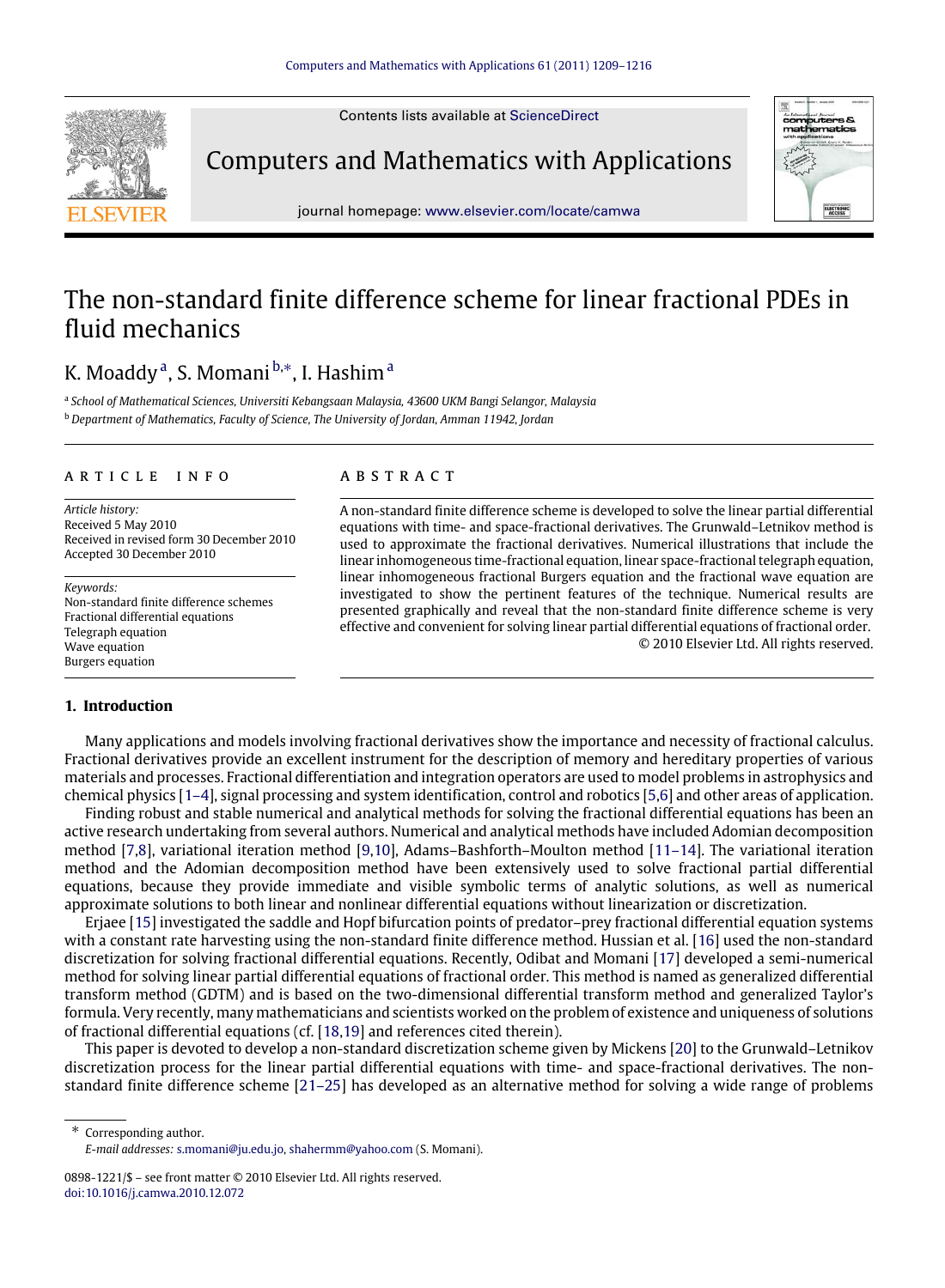Contents lists available at ScienceDirect

# Computers and Mathematics with Applications

journal homepage: www.elsevier.com/locate/camwa

# The non-standard finite difference scheme for linear fractional PDEs in fluid mechanics

K. Moaddy [a], S. Momani [b,*], I. Hashim [a]

[a] *School of Mathematical Sciences, Universiti Kebangsaan Malaysia, 43600 UKM Bangi Selangor, Malaysia*

[b] *Department of Mathematics, Faculty of Science, The University of Jordan, Amman 11942, Jordan*

## ARTICLE INFO

*Article history:*
Received 5 May 2010
Received in revised form 30 December 2010
Accepted 30 December 2010

*Keywords:*
Non-standard finite difference schemes
Fractional differential equations
Telegraph equation
Wave equation
Burgers equation

## ABSTRACT

A non-standard finite difference scheme is developed to solve the linear partial differential equations with time- and space-fractional derivatives. The Grunwald–Letnikov method is used to approximate the fractional derivatives. Numerical illustrations that include the linear inhomogeneous time-fractional equation, linear space-fractional telegraph equation, linear inhomogeneous fractional Burgers equation and the fractional wave equation are investigated to show the pertinent features of the technique. Numerical results are presented graphically and reveal that the non-standard finite difference scheme is very effective and convenient for solving linear partial differential equations of fractional order.

© 2010 Elsevier Ltd. All rights reserved.

## 1. Introduction

Many applications and models involving fractional derivatives show the importance and necessity of fractional calculus. Fractional derivatives provide an excellent instrument for the description of memory and hereditary properties of various materials and processes. Fractional differentiation and integration operators are used to model problems in astrophysics and chemical physics [1–4], signal processing and system identification, control and robotics [5,6] and other areas of application.

Finding robust and stable numerical and analytical methods for solving the fractional differential equations has been an active research undertaking from several authors. Numerical and analytical methods have included Adomian decomposition method [7,8], variational iteration method [9,10], Adams–Bashforth–Moulton method [11–14]. The variational iteration method and the Adomian decomposition method have been extensively used to solve fractional partial differential equations, because they provide immediate and visible symbolic terms of analytic solutions, as well as numerical approximate solutions to both linear and nonlinear differential equations without linearization or discretization.

Erjaee [15] investigated the saddle and Hopf bifurcation points of predator–prey fractional differential equation systems with a constant rate harvesting using the non-standard finite difference method. Hussian et al. [16] used the non-standard discretization for solving fractional differential equations. Recently, Odibat and Momani [17] developed a semi-numerical method for solving linear partial differential equations of fractional order. This method is named as generalized differential transform method (GDTM) and is based on the two-dimensional differential transform method and generalized Taylor's formula. Very recently, many mathematicians and scientists worked on the problem of existence and uniqueness of solutions of fractional differential equations (cf. [18,19] and references cited therein).

This paper is devoted to develop a non-standard discretization scheme given by Mickens [20] to the Grunwald–Letnikov discretization process for the linear partial differential equations with time- and space-fractional derivatives. The non-standard finite difference scheme [21–25] has developed as an alternative method for solving a wide range of problems

---

* Corresponding author.
*E-mail addresses:* s.momani@ju.edu.jo, shahermm@yahoo.com (S. Momani).

0898-1221/$ – see front matter © 2010 Elsevier Ltd. All rights reserved.
doi:10.1016/j.camwa.2010.12.072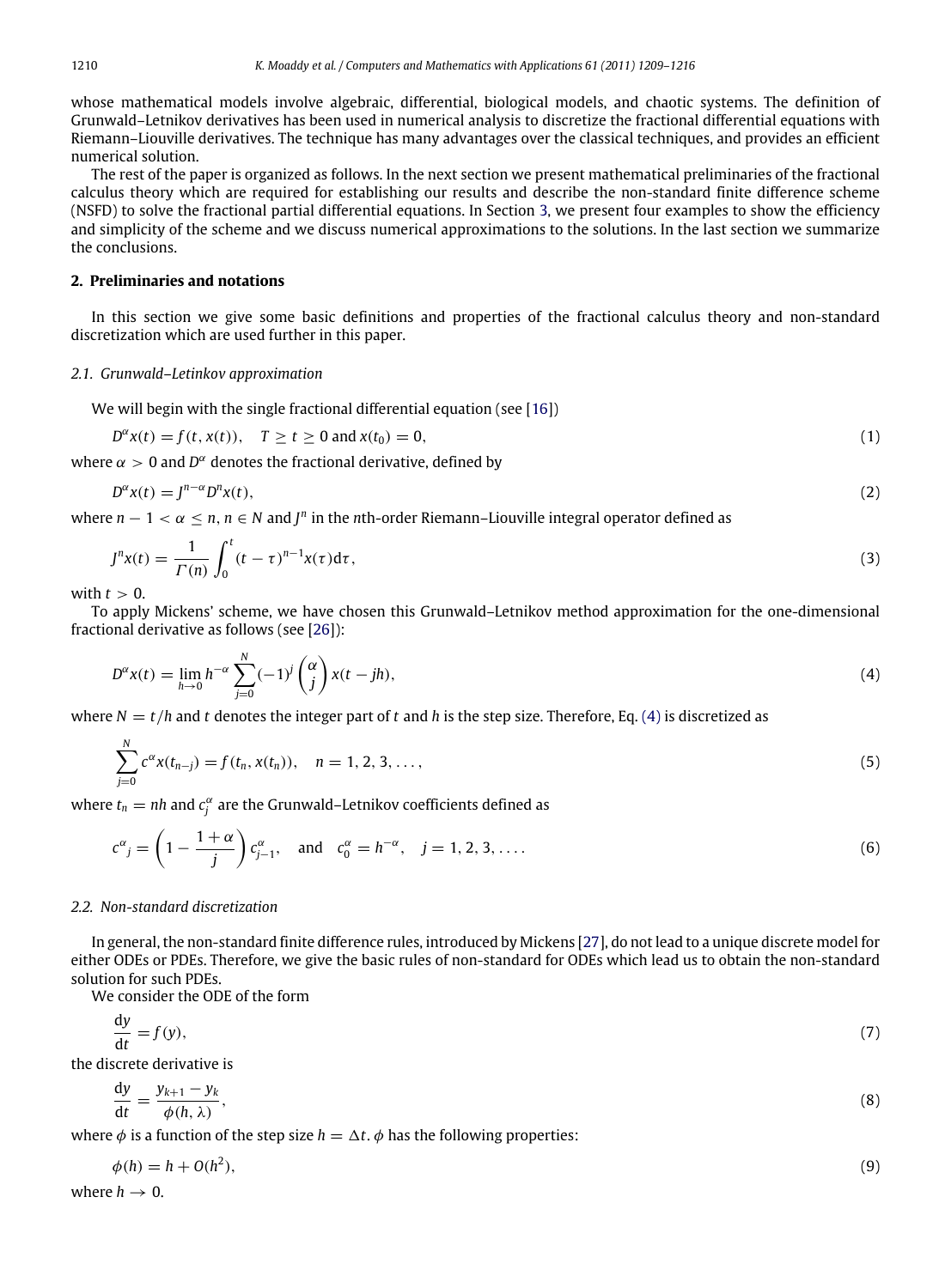whose mathematical models involve algebraic, differential, biological models, and chaotic systems. The definition of Grunwald–Letnikov derivatives has been used in numerical analysis to discretize the fractional differential equations with Riemann–Liouville derivatives. The technique has many advantages over the classical techniques, and provides an efficient numerical solution.

The rest of the paper is organized as follows. In the next section we present mathematical preliminaries of the fractional calculus theory which are required for establishing our results and describe the non-standard finite difference scheme (NSFD) to solve the fractional partial differential equations. In Section 3, we present four examples to show the efficiency and simplicity of the scheme and we discuss numerical approximations to the solutions. In the last section we summarize the conclusions.

## 2. Preliminaries and notations

In this section we give some basic definitions and properties of the fractional calculus theory and non-standard discretization which are used further in this paper.

### 2.1. Grunwald–Letinkov approximation

We will begin with the single fractional differential equation (see [16])

$$D^{\alpha}x(t) = f(t, x(t)), \quad T \geq t \geq 0 \text{ and } x(t_0) = 0, \tag{1}$$

where $\alpha > 0$ and $D^{\alpha}$ denotes the fractional derivative, defined by

$$D^{\alpha}x(t) = J^{n-\alpha}D^{n}x(t), \tag{2}$$

where $n-1 < \alpha \leq n$, $n \in N$ and $J^{n}$ in the $n$th-order Riemann–Liouville integral operator defined as

$$J^{n}x(t) = \frac{1}{\Gamma(n)}\int_{0}^{t}(t-\tau)^{n-1}x(\tau)\mathrm{d}\tau, \tag{3}$$

with $t > 0$.

To apply Mickens' scheme, we have chosen this Grunwald–Letnikov method approximation for the one-dimensional fractional derivative as follows (see [26]):

$$D^{\alpha}x(t) = \lim_{h\to 0} h^{-\alpha}\sum_{j=0}^{N}(-1)^{j}\binom{\alpha}{j}x(t-jh), \tag{4}$$

where $N = t/h$ and $t$ denotes the integer part of $t$ and $h$ is the step size. Therefore, Eq. (4) is discretized as

$$\sum_{j=0}^{N} c^{\alpha}x(t_{n-j}) = f(t_n, x(t_n)), \quad n = 1, 2, 3, \ldots, \tag{5}$$

where $t_n = nh$ and $c_j^{\alpha}$ are the Grunwald–Letnikov coefficients defined as

$$c^{\alpha}{}_{j} = \left(1 - \frac{1+\alpha}{j}\right)c_{j-1}^{\alpha}, \quad \text{and} \quad c_0^{\alpha} = h^{-\alpha}, \quad j = 1, 2, 3, \ldots. \tag{6}$$

### 2.2. Non-standard discretization

In general, the non-standard finite difference rules, introduced by Mickens [27], do not lead to a unique discrete model for either ODEs or PDEs. Therefore, we give the basic rules of non-standard for ODEs which lead us to obtain the non-standard solution for such PDEs.

We consider the ODE of the form

$$\frac{\mathrm{d}y}{\mathrm{d}t} = f(y), \tag{7}$$

the discrete derivative is

$$\frac{\mathrm{d}y}{\mathrm{d}t} = \frac{y_{k+1} - y_k}{\phi(h, \lambda)}, \tag{8}$$

where $\phi$ is a function of the step size $h = \Delta t$. $\phi$ has the following properties:

$$\phi(h) = h + O(h^2), \tag{9}$$

where $h \to 0$.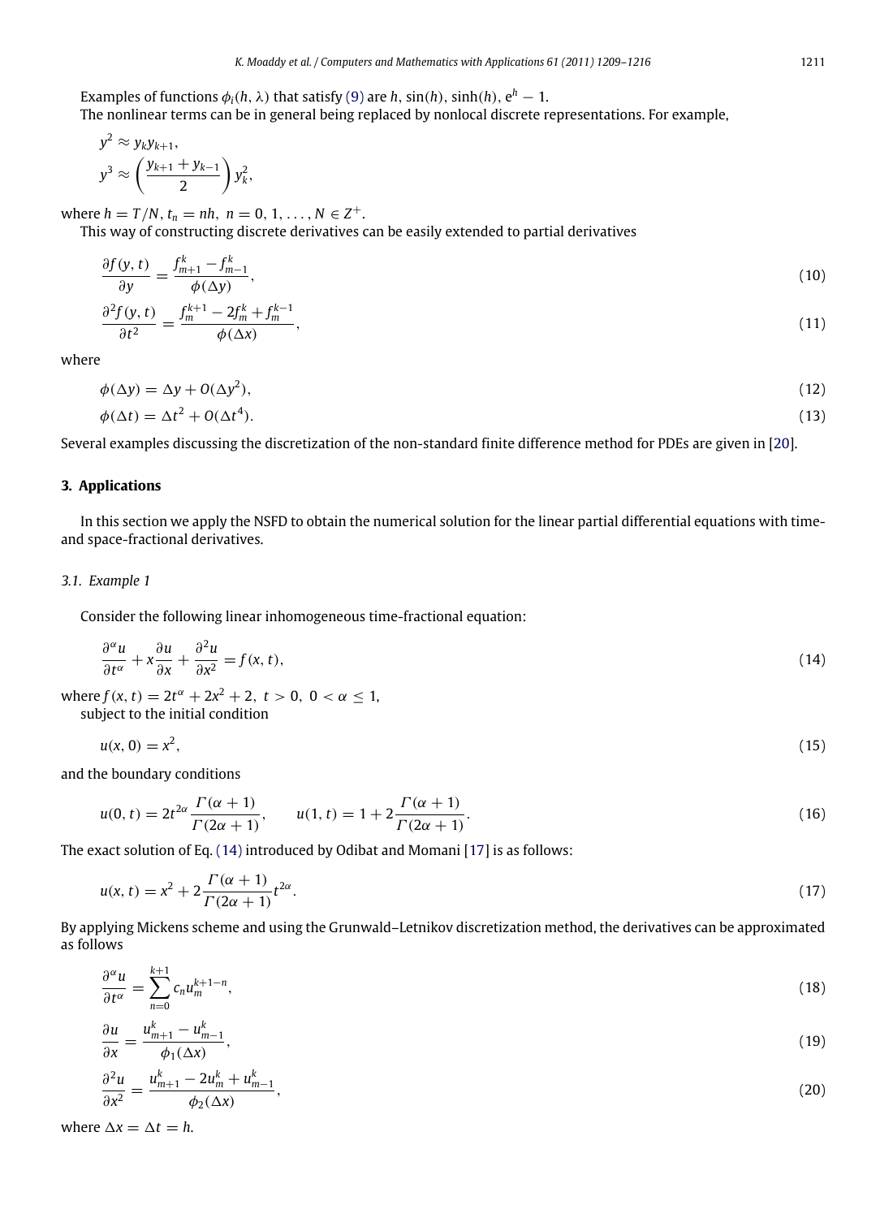Examples of functions $\phi_i(h, \lambda)$ that satisfy (9) are $h$, $\sin(h)$, $\sinh(h)$, $e^h - 1$.

The nonlinear terms can be in general being replaced by nonlocal discrete representations. For example,

$$y^2 \approx y_k y_{k+1},$$
$$y^3 \approx \left(\frac{y_{k+1} + y_{k-1}}{2}\right) y_k^2,$$

where $h = T/N$, $t_n = nh$, $n = 0, 1, \ldots, N \in Z^+$.

This way of constructing discrete derivatives can be easily extended to partial derivatives

$$\frac{\partial f(y,t)}{\partial y} = \frac{f_{m+1}^k - f_{m-1}^k}{\phi(\Delta y)}, \tag{10}$$

$$\frac{\partial^2 f(y,t)}{\partial t^2} = \frac{f_m^{k+1} - 2f_m^k + f_m^{k-1}}{\phi(\Delta x)}, \tag{11}$$

where

$$\phi(\Delta y) = \Delta y + O(\Delta y^2), \tag{12}$$

$$\phi(\Delta t) = \Delta t^2 + O(\Delta t^4). \tag{13}$$

Several examples discussing the discretization of the non-standard finite difference method for PDEs are given in [20].

## 3. Applications

In this section we apply the NSFD to obtain the numerical solution for the linear partial differential equations with time- and space-fractional derivatives.

### 3.1. Example 1

Consider the following linear inhomogeneous time-fractional equation:

$$\frac{\partial^\alpha u}{\partial t^\alpha} + x\frac{\partial u}{\partial x} + \frac{\partial^2 u}{\partial x^2} = f(x,t), \tag{14}$$

where $f(x,t) = 2t^\alpha + 2x^2 + 2$, $t > 0$, $0 < \alpha \leq 1$,

subject to the initial condition

$$u(x, 0) = x^2, \tag{15}$$

and the boundary conditions

$$u(0,t) = 2t^{2\alpha}\frac{\Gamma(\alpha+1)}{\Gamma(2\alpha+1)}, \qquad u(1,t) = 1 + 2\frac{\Gamma(\alpha+1)}{\Gamma(2\alpha+1)}. \tag{16}$$

The exact solution of Eq. (14) introduced by Odibat and Momani [17] is as follows:

$$u(x,t) = x^2 + 2\frac{\Gamma(\alpha+1)}{\Gamma(2\alpha+1)}t^{2\alpha}. \tag{17}$$

By applying Mickens scheme and using the Grunwald–Letnikov discretization method, the derivatives can be approximated as follows

$$\frac{\partial^\alpha u}{\partial t^\alpha} = \sum_{n=0}^{k+1} c_n u_m^{k+1-n}, \tag{18}$$

$$\frac{\partial u}{\partial x} = \frac{u_{m+1}^k - u_{m-1}^k}{\phi_1(\Delta x)}, \tag{19}$$

$$\frac{\partial^2 u}{\partial x^2} = \frac{u_{m+1}^k - 2u_m^k + u_{m-1}^k}{\phi_2(\Delta x)}, \tag{20}$$

where $\Delta x = \Delta t = h$.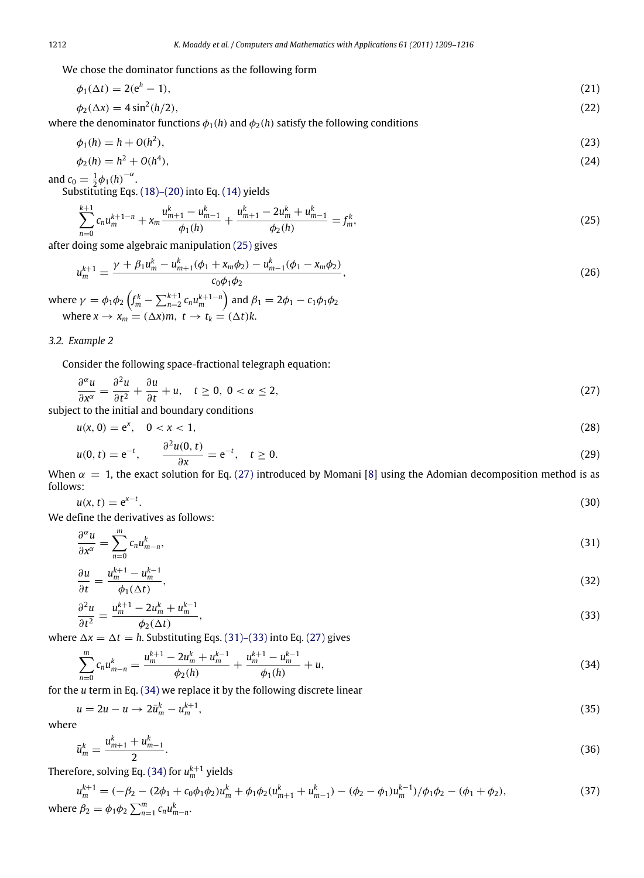We chose the dominator functions as the following form

$$\phi_1(\Delta t) = 2(e^h - 1), \tag{21}$$

$$\phi_2(\Delta x) = 4\sin^2(h/2), \tag{22}$$

where the denominator functions $\phi_1(h)$ and $\phi_2(h)$ satisfy the following conditions

$$\phi_1(h) = h + O(h^2), \tag{23}$$

$$\phi_2(h) = h^2 + O(h^4), \tag{24}$$

and $c_0 = \frac{1}{2}\phi_1(h)^{-\alpha}$.

Substituting Eqs. (18)–(20) into Eq. (14) yields

$$\sum_{n=0}^{k+1} c_n u_m^{k+1-n} + x_m \frac{u_{m+1}^k - u_{m-1}^k}{\phi_1(h)} + \frac{u_{m+1}^k - 2u_m^k + u_{m-1}^k}{\phi_2(h)} = f_m^k, \tag{25}$$

after doing some algebraic manipulation (25) gives

$$u_m^{k+1} = \frac{\gamma + \beta_1 u_m^k - u_{m+1}^k(\phi_1 + x_m\phi_2) - u_{m-1}^k(\phi_1 - x_m\phi_2)}{c_0\phi_1\phi_2}, \tag{26}$$

where $\gamma = \phi_1\phi_2\left(f_m^k - \sum_{n=2}^{k+1} c_n u_m^{k+1-n}\right)$ and $\beta_1 = 2\phi_1 - c_1\phi_1\phi_2$

where $x \to x_m = (\Delta x)m,\ t \to t_k = (\Delta t)k$.

### 3.2. Example 2

Consider the following space-fractional telegraph equation:

$$\frac{\partial^\alpha u}{\partial x^\alpha} = \frac{\partial^2 u}{\partial t^2} + \frac{\partial u}{\partial t} + u, \quad t \geq 0,\ 0 < \alpha \leq 2, \tag{27}$$

subject to the initial and boundary conditions

$$u(x, 0) = e^x, \quad 0 < x < 1, \tag{28}$$

$$u(0, t) = e^{-t}, \qquad \frac{\partial^2 u(0, t)}{\partial x} = e^{-t}, \quad t \geq 0. \tag{29}$$

When $\alpha = 1$, the exact solution for Eq. (27) introduced by Momani [8] using the Adomian decomposition method is as follows:

$$u(x, t) = e^{x-t}. \tag{30}$$

We define the derivatives as follows:

$$\frac{\partial^\alpha u}{\partial x^\alpha} = \sum_{n=0}^{m} c_n u_{m-n}^k, \tag{31}$$

$$\frac{\partial u}{\partial t} = \frac{u_m^{k+1} - u_m^{k-1}}{\phi_1(\Delta t)}, \tag{32}$$

$$\frac{\partial^2 u}{\partial t^2} = \frac{u_m^{k+1} - 2u_m^k + u_m^{k-1}}{\phi_2(\Delta t)}, \tag{33}$$

where $\Delta x = \Delta t = h$. Substituting Eqs. (31)–(33) into Eq. (27) gives

$$\sum_{n=0}^{m} c_n u_{m-n}^k = \frac{u_m^{k+1} - 2u_m^k + u_m^{k-1}}{\phi_2(h)} + \frac{u_m^{k+1} - u_m^{k-1}}{\phi_1(h)} + u, \tag{34}$$

for the $u$ term in Eq. (34) we replace it by the following discrete linear

$$u = 2u - u \to 2\bar{u}_m^k - u_m^{k+1}, \tag{35}$$

where

$$\bar{u}_m^k = \frac{u_{m+1}^k + u_{m-1}^k}{2}. \tag{36}$$

Therefore, solving Eq. (34) for $u_m^{k+1}$ yields

$$u_m^{k+1} = (-\beta_2 - (2\phi_1 + c_0\phi_1\phi_2)u_m^k + \phi_1\phi_2(u_{m+1}^k + u_{m-1}^k) - (\phi_2 - \phi_1)u_m^{k-1})/\phi_1\phi_2 - (\phi_1 + \phi_2), \tag{37}$$

where $\beta_2 = \phi_1\phi_2 \sum_{n=1}^{m} c_n u_{m-n}^k$.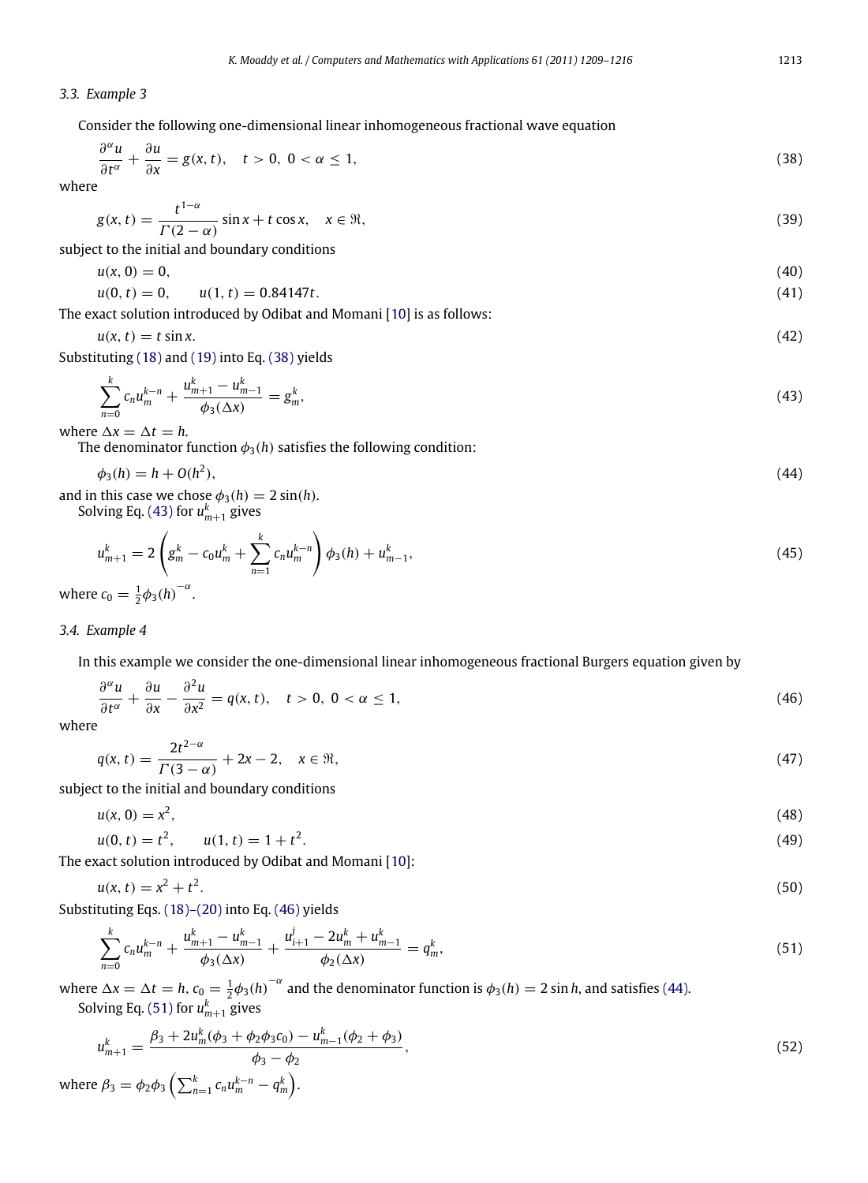### 3.3. Example 3

Consider the following one-dimensional linear inhomogeneous fractional wave equation

$$\frac{\partial^\alpha u}{\partial t^\alpha} + \frac{\partial u}{\partial x} = g(x,t), \quad t > 0,\ 0 < \alpha \le 1, \tag{38}$$

where

$$g(x,t) = \frac{t^{1-\alpha}}{\Gamma(2-\alpha)} \sin x + t \cos x, \quad x \in \Re, \tag{39}$$

subject to the initial and boundary conditions

$$u(x,0) = 0, \tag{40}$$

$$u(0,t) = 0, \qquad u(1,t) = 0.84147t. \tag{41}$$

The exact solution introduced by Odibat and Momani [10] is as follows:

$$u(x,t) = t \sin x. \tag{42}$$

Substituting (18) and (19) into Eq. (38) yields

$$\sum_{n=0}^{k} c_n u_m^{k-n} + \frac{u_{m+1}^k - u_{m-1}^k}{\phi_3(\Delta x)} = g_m^k, \tag{43}$$

where $\Delta x = \Delta t = h$.

The denominator function $\phi_3(h)$ satisfies the following condition:

$$\phi_3(h) = h + O(h^2), \tag{44}$$

and in this case we chose $\phi_3(h) = 2\sin(h)$.

Solving Eq. (43) for $u_{m+1}^k$ gives

$$u_{m+1}^k = 2\left(g_m^k - c_0 u_m^k + \sum_{n=1}^{k} c_n u_m^{k-n}\right)\phi_3(h) + u_{m-1}^k, \tag{45}$$

where $c_0 = \frac{1}{2}\phi_3(h)^{-\alpha}$.

### 3.4. Example 4

In this example we consider the one-dimensional linear inhomogeneous fractional Burgers equation given by

$$\frac{\partial^\alpha u}{\partial t^\alpha} + \frac{\partial u}{\partial x} - \frac{\partial^2 u}{\partial x^2} = q(x,t), \quad t > 0,\ 0 < \alpha \le 1, \tag{46}$$

where

$$q(x,t) = \frac{2t^{2-\alpha}}{\Gamma(3-\alpha)} + 2x - 2, \quad x \in \Re, \tag{47}$$

subject to the initial and boundary conditions

$$u(x,0) = x^2, \tag{48}$$

$$u(0,t) = t^2, \qquad u(1,t) = 1 + t^2. \tag{49}$$

The exact solution introduced by Odibat and Momani [10]:

$$u(x,t) = x^2 + t^2. \tag{50}$$

Substituting Eqs. (18)–(20) into Eq. (46) yields

$$\sum_{n=0}^{k} c_n u_m^{k-n} + \frac{u_{m+1}^k - u_{m-1}^k}{\phi_3(\Delta x)} + \frac{u_{i+1}^j - 2u_m^k + u_{m-1}^k}{\phi_2(\Delta x)} = q_m^k, \tag{51}$$

where $\Delta x = \Delta t = h$, $c_0 = \frac{1}{2}\phi_3(h)^{-\alpha}$ and the denominator function is $\phi_3(h) = 2\sin h$, and satisfies (44).

Solving Eq. (51) for $u_{m+1}^k$ gives

$$u_{m+1}^k = \frac{\beta_3 + 2u_m^k(\phi_3 + \phi_2\phi_3 c_0) - u_{m-1}^k(\phi_2 + \phi_3)}{\phi_3 - \phi_2}, \tag{52}$$

where $\beta_3 = \phi_2\phi_3\left(\sum_{n=1}^{k} c_n u_m^{k-n} - q_m^k\right)$.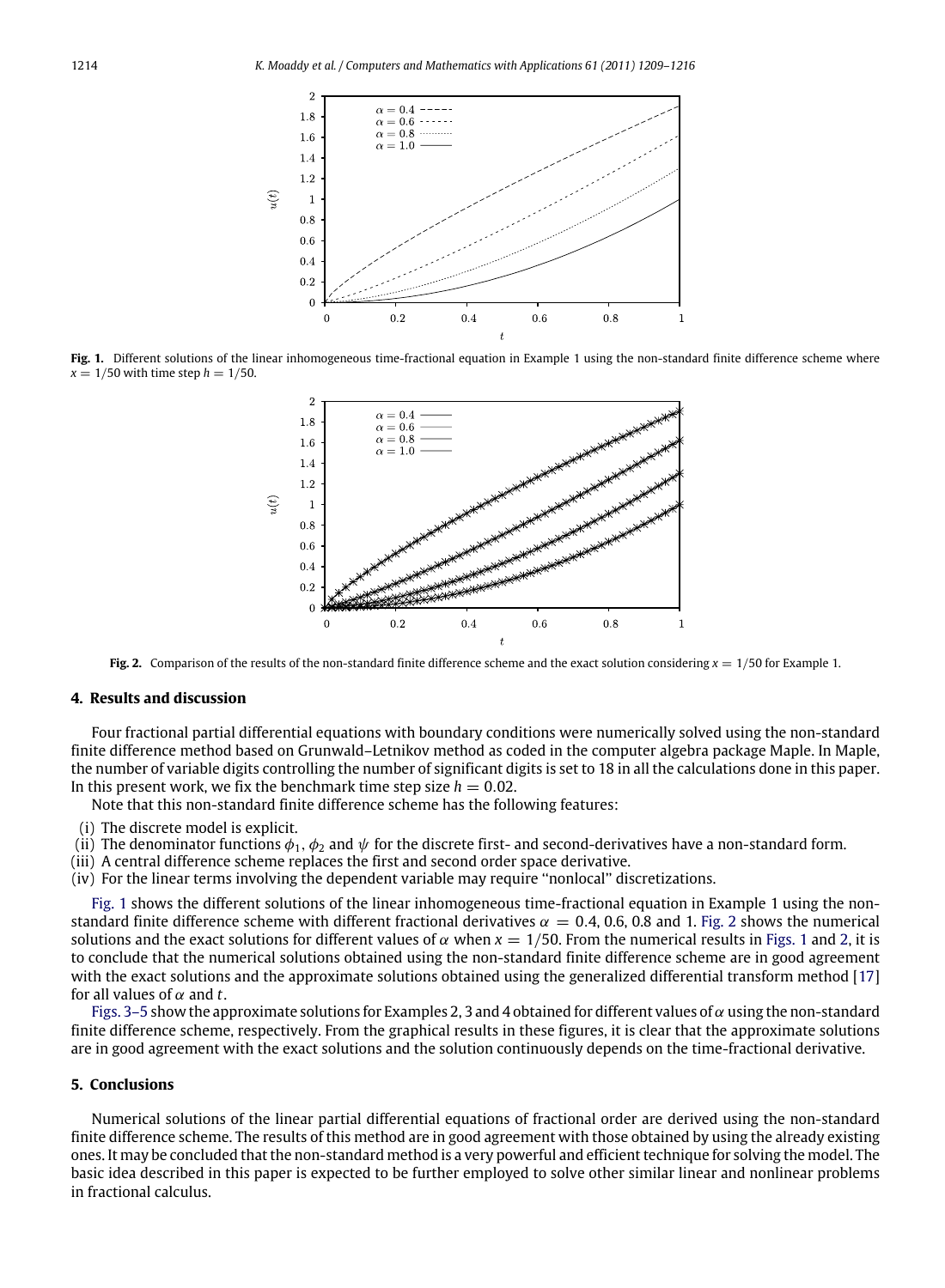**Fig. 1.** Different solutions of the linear inhomogeneous time-fractional equation in Example 1 using the non-standard finite difference scheme where $x = 1/50$ with time step $h = 1/50$.

**Fig. 2.** Comparison of the results of the non-standard finite difference scheme and the exact solution considering $x = 1/50$ for Example 1.

## 4. Results and discussion

Four fractional partial differential equations with boundary conditions were numerically solved using the non-standard finite difference method based on Grunwald–Letnikov method as coded in the computer algebra package Maple. In Maple, the number of variable digits controlling the number of significant digits is set to 18 in all the calculations done in this paper. In this present work, we fix the benchmark time step size $h = 0.02$.

Note that this non-standard finite difference scheme has the following features:

(i) The discrete model is explicit.
(ii) The denominator functions $\phi_1$, $\phi_2$ and $\psi$ for the discrete first- and second-derivatives have a non-standard form.
(iii) A central difference scheme replaces the first and second order space derivative.
(iv) For the linear terms involving the dependent variable may require "nonlocal" discretizations.

Fig. 1 shows the different solutions of the linear inhomogeneous time-fractional equation in Example 1 using the non-standard finite difference scheme with different fractional derivatives $\alpha = 0.4, 0.6, 0.8$ and 1. Fig. 2 shows the numerical solutions and the exact solutions for different values of $\alpha$ when $x = 1/50$. From the numerical results in Figs. 1 and 2, it is to conclude that the numerical solutions obtained using the non-standard finite difference scheme are in good agreement with the exact solutions and the approximate solutions obtained using the generalized differential transform method [17] for all values of $\alpha$ and $t$.

Figs. 3–5 show the approximate solutions for Examples 2, 3 and 4 obtained for different values of $\alpha$ using the non-standard finite difference scheme, respectively. From the graphical results in these figures, it is clear that the approximate solutions are in good agreement with the exact solutions and the solution continuously depends on the time-fractional derivative.

## 5. Conclusions

Numerical solutions of the linear partial differential equations of fractional order are derived using the non-standard finite difference scheme. The results of this method are in good agreement with those obtained by using the already existing ones. It may be concluded that the non-standard method is a very powerful and efficient technique for solving the model. The basic idea described in this paper is expected to be further employed to solve other similar linear and nonlinear problems in fractional calculus.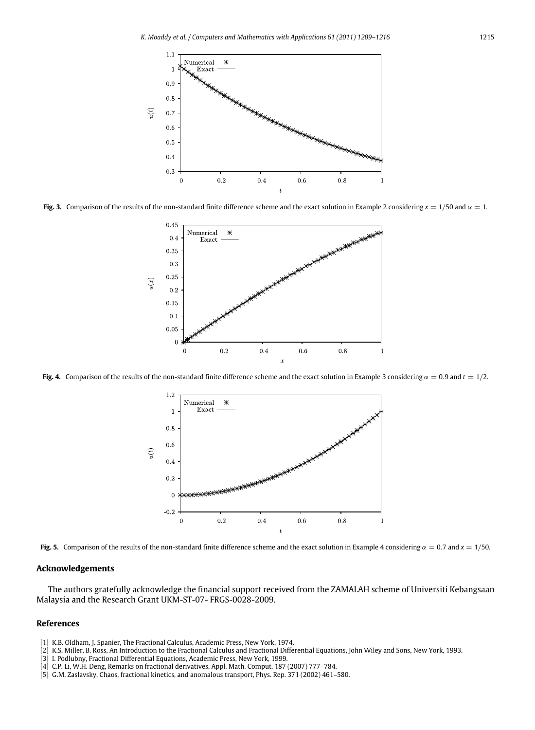**Fig. 3.** Comparison of the results of the non-standard finite difference scheme and the exact solution in Example 2 considering $x = 1/50$ and $\alpha = 1$.

**Fig. 4.** Comparison of the results of the non-standard finite difference scheme and the exact solution in Example 3 considering $\alpha = 0.9$ and $t = 1/2$.

**Fig. 5.** Comparison of the results of the non-standard finite difference scheme and the exact solution in Example 4 considering $\alpha = 0.7$ and $x = 1/50$.

## Acknowledgements

The authors gratefully acknowledge the financial support received from the ZAMALAH scheme of Universiti Kebangsaan Malaysia and the Research Grant UKM-ST-07- FRGS-0028-2009.

## References

[1] K.B. Oldham, J. Spanier, The Fractional Calculus, Academic Press, New York, 1974.
[2] K.S. Miller, B. Ross, An Introduction to the Fractional Calculus and Fractional Differential Equations, John Wiley and Sons, New York, 1993.
[3] I. Podlubny, Fractional Differential Equations, Academic Press, New York, 1999.
[4] C.P. Li, W.H. Deng, Remarks on fractional derivatives, Appl. Math. Comput. 187 (2007) 777–784.
[5] G.M. Zaslavsky, Chaos, fractional kinetics, and anomalous transport, Phys. Rep. 371 (2002) 461–580.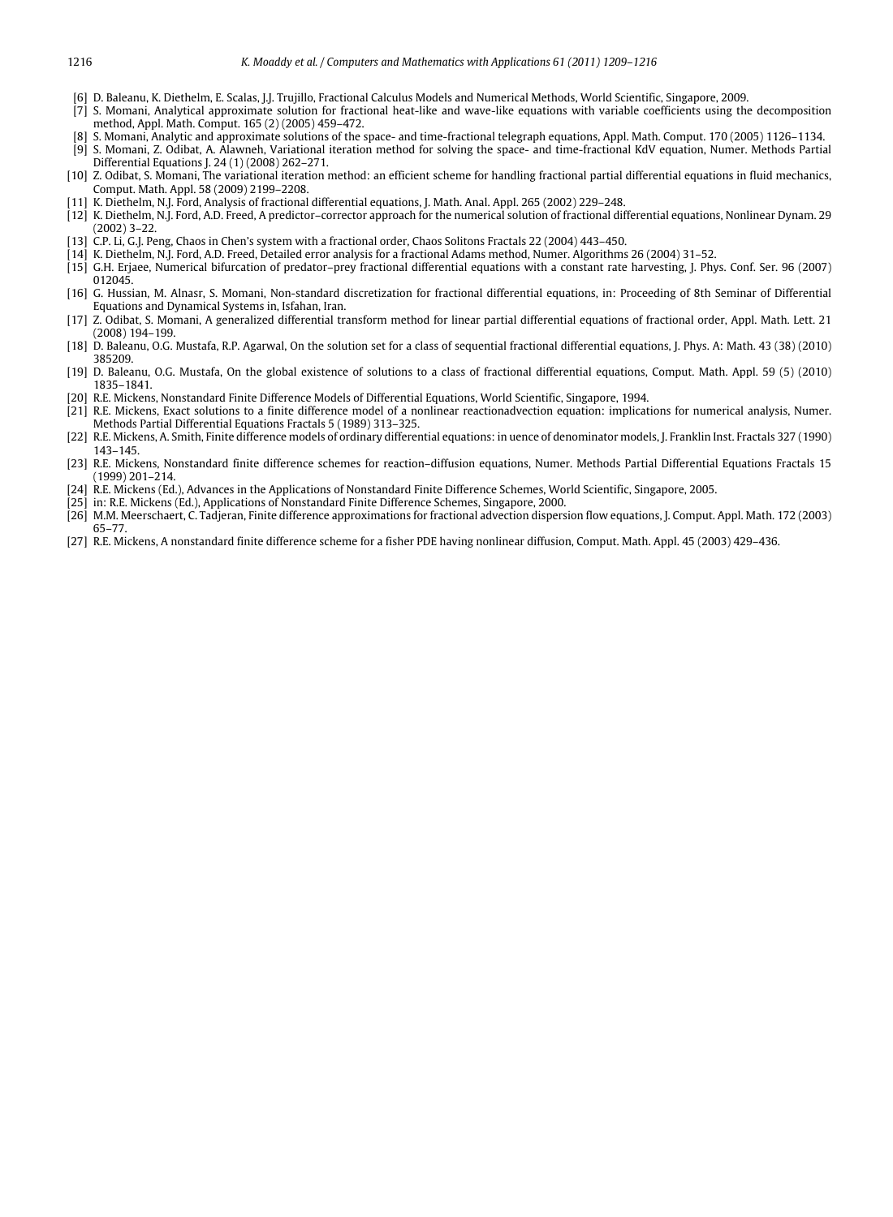[6] D. Baleanu, K. Diethelm, E. Scalas, J.J. Trujillo, Fractional Calculus Models and Numerical Methods, World Scientific, Singapore, 2009.

[7] S. Momani, Analytical approximate solution for fractional heat-like and wave-like equations with variable coefficients using the decomposition method, Appl. Math. Comput. 165 (2) (2005) 459–472.

[8] S. Momani, Analytic and approximate solutions of the space- and time-fractional telegraph equations, Appl. Math. Comput. 170 (2005) 1126–1134.

[9] S. Momani, Z. Odibat, A. Alawneh, Variational iteration method for solving the space- and time-fractional KdV equation, Numer. Methods Partial Differential Equations J. 24 (1) (2008) 262–271.

[10] Z. Odibat, S. Momani, The variational iteration method: an efficient scheme for handling fractional partial differential equations in fluid mechanics, Comput. Math. Appl. 58 (2009) 2199–2208.

[11] K. Diethelm, N.J. Ford, Analysis of fractional differential equations, J. Math. Anal. Appl. 265 (2002) 229–248.

[12] K. Diethelm, N.J. Ford, A.D. Freed, A predictor–corrector approach for the numerical solution of fractional differential equations, Nonlinear Dynam. 29 (2002) 3–22.

[13] C.P. Li, G.J. Peng, Chaos in Chen's system with a fractional order, Chaos Solitons Fractals 22 (2004) 443–450.

[14] K. Diethelm, N.J. Ford, A.D. Freed, Detailed error analysis for a fractional Adams method, Numer. Algorithms 26 (2004) 31–52.

[15] G.H. Erjaee, Numerical bifurcation of predator–prey fractional differential equations with a constant rate harvesting, J. Phys. Conf. Ser. 96 (2007) 012045.

[16] G. Hussian, M. Alnasr, S. Momani, Non-standard discretization for fractional differential equations, in: Proceeding of 8th Seminar of Differential Equations and Dynamical Systems in, Isfahan, Iran.

[17] Z. Odibat, S. Momani, A generalized differential transform method for linear partial differential equations of fractional order, Appl. Math. Lett. 21 (2008) 194–199.

[18] D. Baleanu, O.G. Mustafa, R.P. Agarwal, On the solution set for a class of sequential fractional differential equations, J. Phys. A: Math. 43 (38) (2010) 385209.

[19] D. Baleanu, O.G. Mustafa, On the global existence of solutions to a class of fractional differential equations, Comput. Math. Appl. 59 (5) (2010) 1835–1841.

[20] R.E. Mickens, Nonstandard Finite Difference Models of Differential Equations, World Scientific, Singapore, 1994.

[21] R.E. Mickens, Exact solutions to a finite difference model of a nonlinear reactionadvection equation: implications for numerical analysis, Numer. Methods Partial Differential Equations Fractals 5 (1989) 313–325.

[22] R.E. Mickens, A. Smith, Finite difference models of ordinary differential equations: in uence of denominator models, J. Franklin Inst. Fractals 327 (1990) 143–145.

[23] R.E. Mickens, Nonstandard finite difference schemes for reaction–diffusion equations, Numer. Methods Partial Differential Equations Fractals 15 (1999) 201–214.

[24] R.E. Mickens (Ed.), Advances in the Applications of Nonstandard Finite Difference Schemes, World Scientific, Singapore, 2005.

[25] in: R.E. Mickens (Ed.), Applications of Nonstandard Finite Difference Schemes, Singapore, 2000.

[26] M.M. Meerschaert, C. Tadjeran, Finite difference approximations for fractional advection dispersion flow equations, J. Comput. Appl. Math. 172 (2003) 65–77.

[27] R.E. Mickens, A nonstandard finite difference scheme for a fisher PDE having nonlinear diffusion, Comput. Math. Appl. 45 (2003) 429–436.